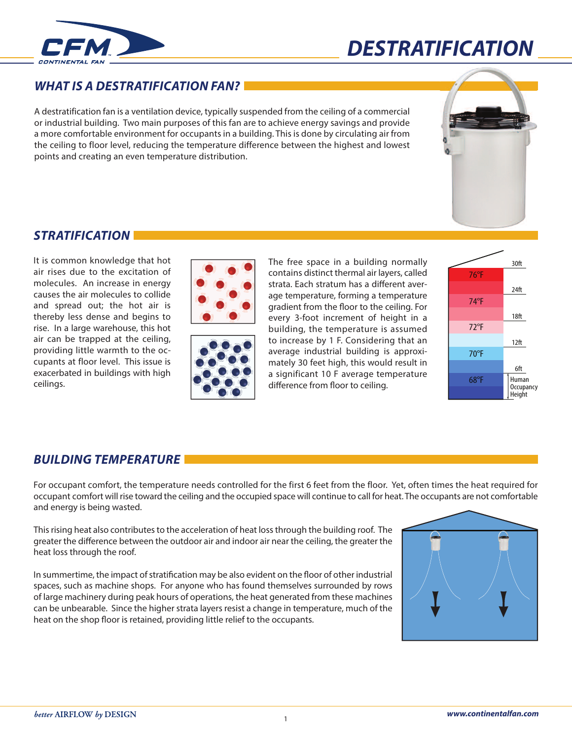# DESTRATIFICATION

## WHAT IS A DESTRATIFICATION FAN?

A destratification fan is a ventilation device, typically suspended from the ceiling of a commercial or industrial building. Two main purposes of this fan are to achieve energy savings and provide a more comfortable environment for occupants in a building. This is done by circulating air from the ceiling to floor level, reducing the temperature difference between the highest and lowest points and creating an even temperature distribution.

## STRATIFICATION

It is common knowledge that hot air rises due to the excitation of molecules. An increase in energy causes the air molecules to collide and spread out; the hot air is thereby less dense and begins to rise. In a large warehouse, this hot air can be trapped at the ceiling, providing little warmth to the occupants at floor level. This issue is exacerbated in buildings with high ceilings.

The free space in a building normally contains distinct thermal air layers, called strata. Each stratum has a different average temperature, forming a temperature gradient from the floor to the ceiling. For every 3-foot increment of height in a building, the temperature is assumed to increase by 1 F. Considering that an average industrial building is approximately 30 feet high, this would result in a significant 10 F average temperature difference from floor to ceiling.

## BUILDING TEMPERATURE

For occupant comfort, the temperature needs controlled for the first 6 feet from the floor. Yet, often times the heat required for occupant comfort will rise toward the ceiling and the occupied space will continue to call for heat. The occupants are not comfortable and energy is being wasted.

This rising heat also contributes to the acceleration of heat loss through the building roof. The greater the difference between the outdoor air and indoor air near the ceiling, the greater the heat loss through the roof.

In summertime, the impact of stratification may be also evident on the floor of other industrial spaces, such as machine shops. For anyone who has found themselves surrounded by rows of large machinery during peak hours of operations, the heat generated from these machines can be unbearable. Since the higher strata layers resist a change in temperature, much of the heat on the shop floor is retained, providing little relief to the occupants.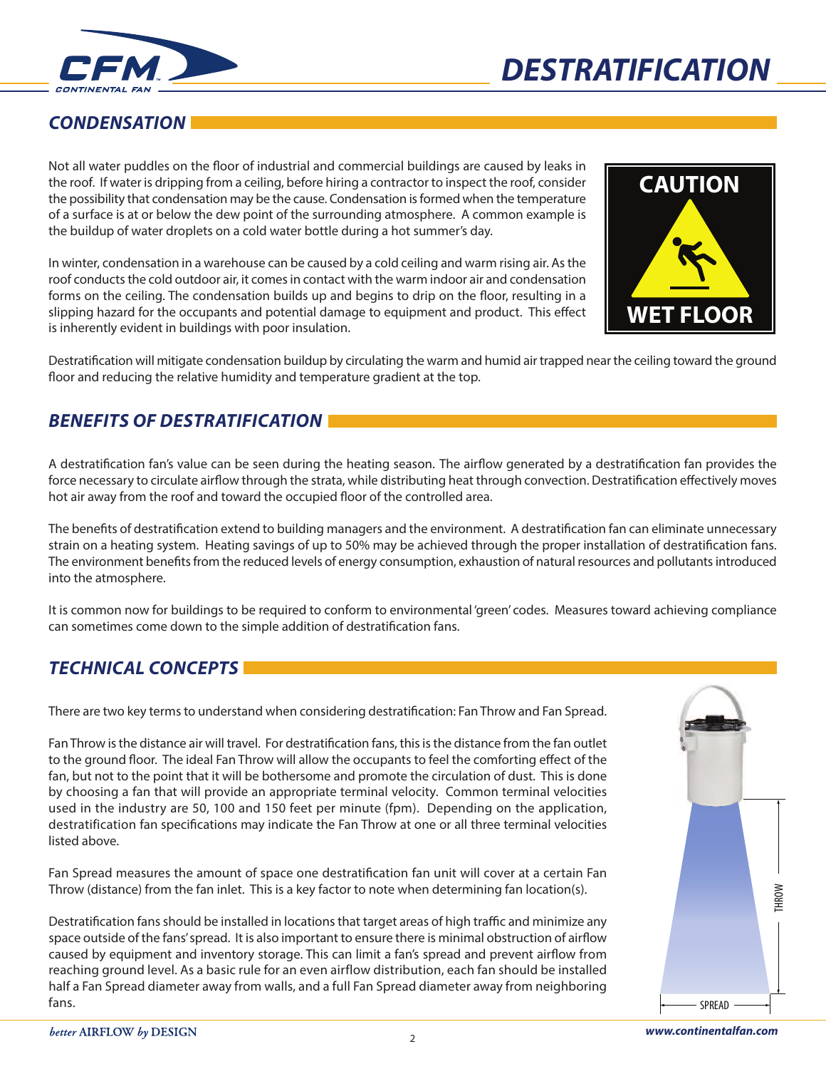## CONDENSATION

Not all water puddles on the floor of industrial and commercial buildings are caused by leaks in the roof. If water is dripping from a ceiling, before hiring a contractor to inspect the roof, consider the possibility that condensation may be the cause. Condensation is formed when the temperature of a surface is at or below the dew point of the surrounding atmosphere. A common example is the buildup of water droplets on a cold water bottle during a hot summer's day.

In winter, condensation in a warehouse can be caused by a cold ceiling and warm rising air. As the roof conducts the cold outdoor air, it comes in contact with the warm indoor air and condensation forms on the ceiling. The condensation builds up and begins to drip on the floor, resulting in a slipping hazard for the occupants and potential damage to equipment and product. This effect is inherently evident in buildings with poor insulation.

Destratification will mitigate condensation buildup by circulating the warm and humid air trapped near the ceiling toward the ground floor and reducing the relative humidity and temperature gradient at the top.

## BENEFITS OF DESTRATIFICATION

A destratification fan's value can be seen during the heating season. The airflow generated by a destratification fan provides the force necessary to circulate airflow through the strata, while distributing heat through convection. Destratification effectively moves hot air away from the roof and toward the occupied floor of the controlled area.

The benefits of destratification extend to building managers and the environment. A destratification fan can eliminate unnecessary strain on a heating system. Heating savings of up to 50% may be achieved through the proper installation of destratification fans. The environment benefits from the reduced levels of energy consumption, exhaustion of natural resources and pollutants introduced into the atmosphere.

It is common now for buildings to be required to conform to environmental 'green' codes. Measures toward achieving compliance can sometimes come down to the simple addition of destratification fans.

## TECHNICAL CONCEPTS

There are two key terms to understand when considering destratification: Fan Throw and Fan Spread.

Fan Throw is the distance air will travel. For destratification fans, this is the distance from the fan outlet to the ground floor. The ideal Fan Throw will allow the occupants to feel the comforting effect of the fan, but not to the point that it will be bothersome and promote the circulation of dust. This is done by choosing a fan that will provide an appropriate terminal velocity. Common terminal velocities used in the industry are 50, 100 and 150 feet per minute (fpm). Depending on the application, destratification fan specifications may indicate the Fan Throw at one or all three terminal velocities listed above.

Fan Spread measures the amount of space one destratification fan unit will cover at a certain Fan Throw (distance) from the fan inlet. This is a key factor to note when determining fan location(s).

Destratification fans should be installed in locations that target areas of high traffic and minimize any space outside of the fans' spread. It is also important to ensure there is minimal obstruction of airflow caused by equipment and inventory storage. This can limit a fan's spread and prevent airflow from reaching ground level. As a basic rule for an even airflow distribution, each fan should be installed half a Fan Spread diameter away from walls, and a full Fan Spread diameter away from neighboring fans.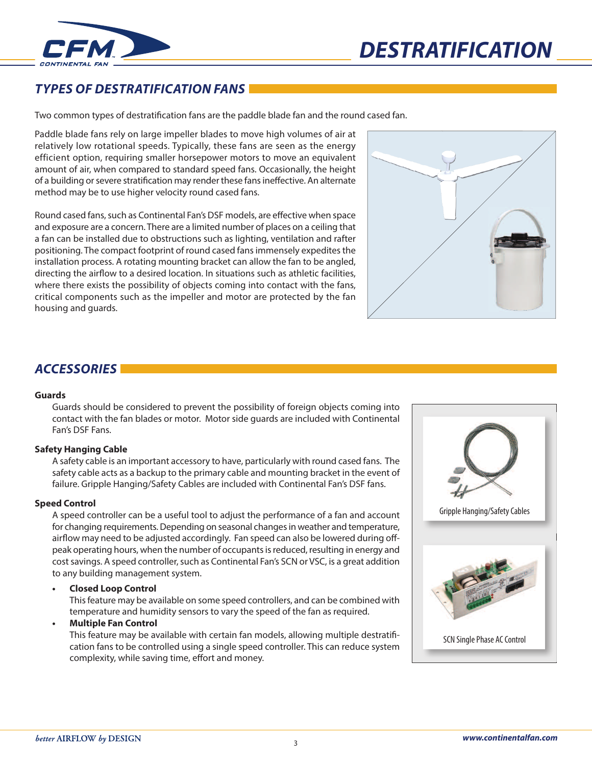## TYPES OF DESTRATIFICATION FANS

Two common types of destratification fans are the paddle blade fan and the round cased fan.

Paddle blade fans rely on large impeller blades to move high volumes of air at relatively low rotational speeds. Typically, these fans are seen as the energy efficient option, requiring smaller horsepower motors to move an equivalent amount of air, when compared to standard speed fans. Occasionally, the height of a building or severe stratification may render these fans ineffective. An alternate method may be to use higher velocity round cased fans.

Round cased fans, such as Continental Fan's DSF models, are effective when space and exposure are a concern. There are a limited number of places on a ceiling that a fan can be installed due to obstructions such as lighting, ventilation and rafter positioning. The compact footprint of round cased fans immensely expedites the installation process. A rotating mounting bracket can allow the fan to be angled, directing the airflow to a desired location. In situations such as athletic facilities, where there exists the possibility of objects coming into contact with the fans, critical components such as the impeller and motor are protected by the fan housing and guards.

## ACCESSORIES

**Guards**

Guards should be considered to prevent the possibility of foreign objects coming into contact with the fan blades or motor. Motor side guards are included with Continental Fan's DSF Fans.

**Safety Hanging Cable**

A safety cable is an important accessory to have, particularly with round cased fans. The safety cable acts as a backup to the primary cable and mounting bracket in the event of failure. Gripple Hanging/Safety Cables are included with Continental Fan's DSF fans.

**Speed Control**

A speed controller can be a useful tool to adjust the performance of a fan and account for changing requirements. Depending on seasonal changes in weather and temperature, airflow may need to be adjusted accordingly. Fan speed can also be lowered during off-peak operating hours, when the number of occupants is reduced, resulting in energy and cost savings. A speed controller, such as Continental Fan's SCN or VSC, is a great addition to any building management system.

- **Closed Loop Control**
  This feature may be available on some speed controllers, and can be combined with temperature and humidity sensors to vary the speed of the fan as required.
- **Multiple Fan Control**
  This feature may be available with certain fan models, allowing multiple destratification fans to be controlled using a single speed controller. This can reduce system complexity, while saving time, effort and money.

Gripple Hanging/Safety Cables

SCN Single Phase AC Control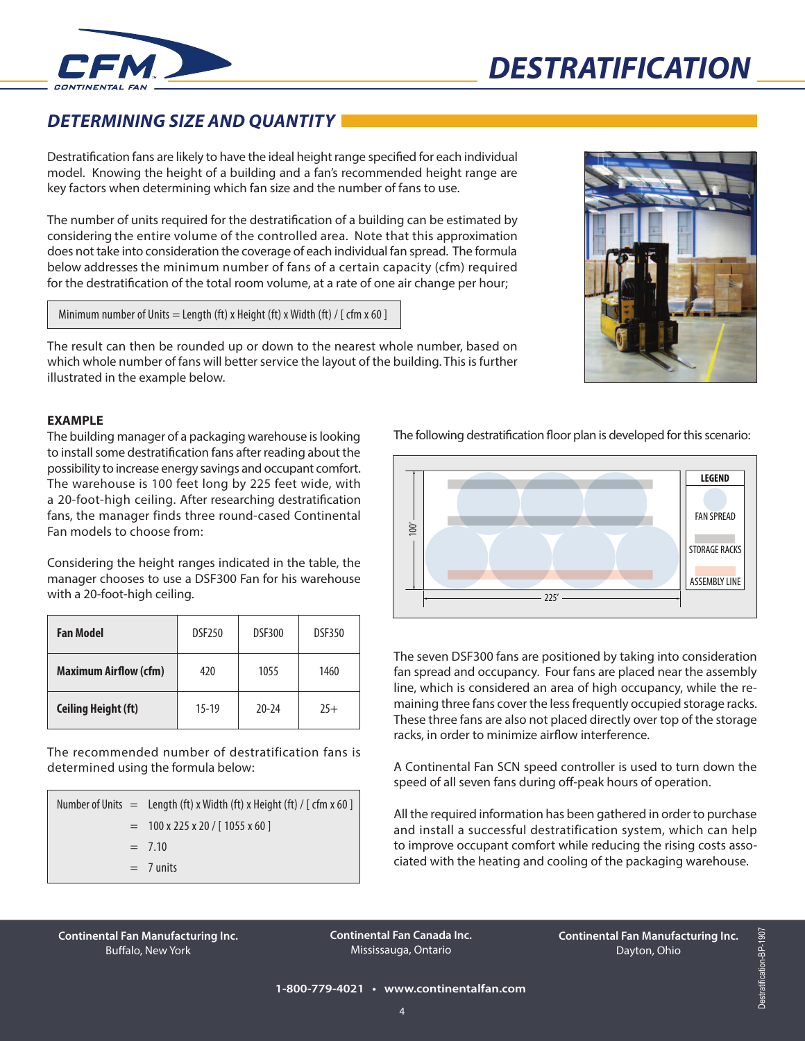# DESTRATIFICATION

## DETERMINING SIZE AND QUANTITY

Destratification fans are likely to have the ideal height range specified for each individual model. Knowing the height of a building and a fan's recommended height range are key factors when determining which fan size and the number of fans to use.

The number of units required for the destratification of a building can be estimated by considering the entire volume of the controlled area. Note that this approximation does not take into consideration the coverage of each individual fan spread. The formula below addresses the minimum number of fans of a certain capacity (cfm) required for the destratification of the total room volume, at a rate of one air change per hour;

Minimum number of Units = Length (ft) x Height (ft) x Width (ft) / [ cfm x 60 ]

The result can then be rounded up or down to the nearest whole number, based on which whole number of fans will better service the layout of the building. This is further illustrated in the example below.

**EXAMPLE**

The building manager of a packaging warehouse is looking to install some destratification fans after reading about the possibility to increase energy savings and occupant comfort. The warehouse is 100 feet long by 225 feet wide, with a 20-foot-high ceiling. After researching destratification fans, the manager finds three round-cased Continental Fan models to choose from:

Considering the height ranges indicated in the table, the manager chooses to use a DSF300 Fan for his warehouse with a 20-foot-high ceiling.

| Fan Model | DSF250 | DSF300 | DSF350 |
|---|---|---|---|
| **Maximum Airflow (cfm)** | 420 | 1055 | 1460 |
| **Ceiling Height (ft)** | 15-19 | 20-24 | 25+ |

The recommended number of destratification fans is determined using the formula below:

Number of Units = Length (ft) x Width (ft) x Height (ft) / [ cfm x 60 ]
= 100 x 225 x 20 / [ 1055 x 60 ]
= 7.10
= 7 units

The following destratification floor plan is developed for this scenario:

LEGEND
FAN SPREAD
STORAGE RACKS
ASSEMBLY LINE
100'
225'

The seven DSF300 fans are positioned by taking into consideration fan spread and occupancy. Four fans are placed near the assembly line, which is considered an area of high occupancy, while the remaining three fans cover the less frequently occupied storage racks. These three fans are also not placed directly over top of the storage racks, in order to minimize airflow interference.

A Continental Fan SCN speed controller is used to turn down the speed of all seven fans during off-peak hours of operation.

All the required information has been gathered in order to purchase and install a successful destratification system, which can help to improve occupant comfort while reducing the rising costs associated with the heating and cooling of the packaging warehouse.

**Continental Fan Manufacturing Inc.**
Buffalo, New York

**Continental Fan Canada Inc.**
Mississauga, Ontario

**Continental Fan Manufacturing Inc.**
Dayton, Ohio

**1-800-779-4021 • www.continentalfan.com**

Destratification-BP-1907